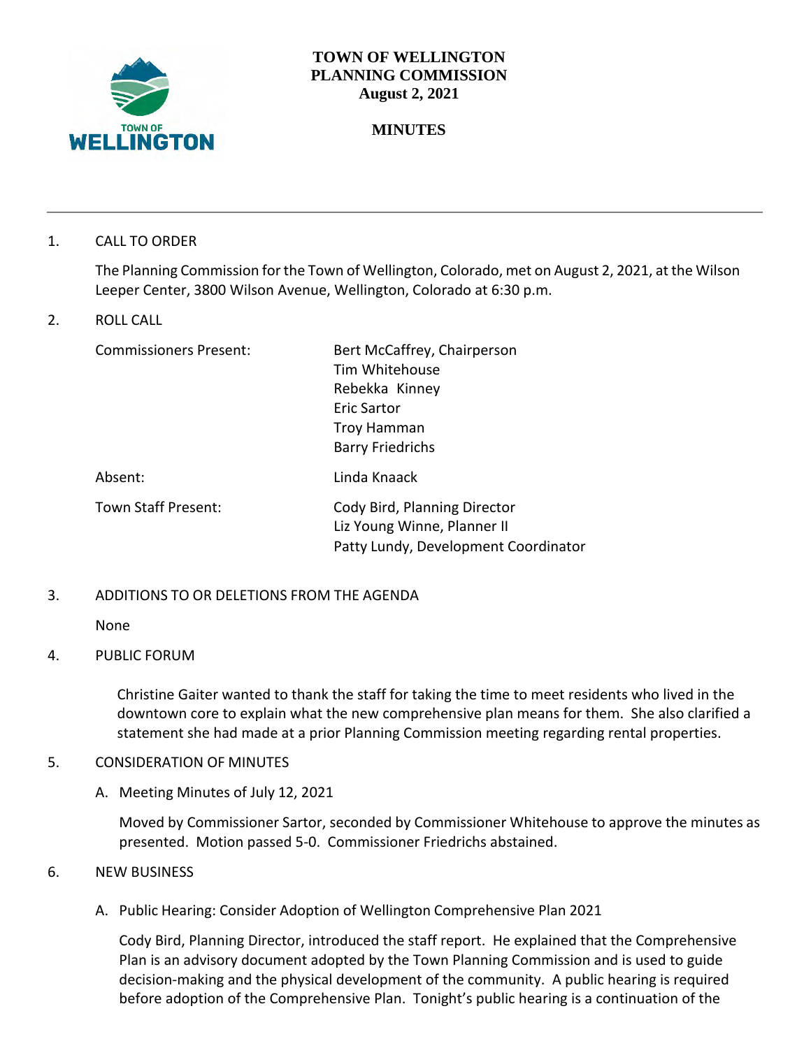# TOWN OF WELLINGTON
## PLANNING COMMISSION
**August 2, 2021**

**MINUTES**

---

1. CALL TO ORDER

   The Planning Commission for the Town of Wellington, Colorado, met on August 2, 2021, at the Wilson Leeper Center, 3800 Wilson Avenue, Wellington, Colorado at 6:30 p.m.

2. ROLL CALL

| | |
|---|---|
| Commissioners Present: | Bert McCaffrey, Chairperson<br>Tim Whitehouse<br>Rebekka Kinney<br>Eric Sartor<br>Troy Hamman<br>Barry Friedrichs |
| Absent: | Linda Knaack |
| Town Staff Present: | Cody Bird, Planning Director<br>Liz Young Winne, Planner II<br>Patty Lundy, Development Coordinator |

3. ADDITIONS TO OR DELETIONS FROM THE AGENDA

   None

4. PUBLIC FORUM

   Christine Gaiter wanted to thank the staff for taking the time to meet residents who lived in the downtown core to explain what the new comprehensive plan means for them. She also clarified a statement she had made at a prior Planning Commission meeting regarding rental properties.

5. CONSIDERATION OF MINUTES

   A. Meeting Minutes of July 12, 2021

   Moved by Commissioner Sartor, seconded by Commissioner Whitehouse to approve the minutes as presented. Motion passed 5-0. Commissioner Friedrichs abstained.

6. NEW BUSINESS

   A. Public Hearing: Consider Adoption of Wellington Comprehensive Plan 2021

   Cody Bird, Planning Director, introduced the staff report. He explained that the Comprehensive Plan is an advisory document adopted by the Town Planning Commission and is used to guide decision-making and the physical development of the community. A public hearing is required before adoption of the Comprehensive Plan. Tonight's public hearing is a continuation of the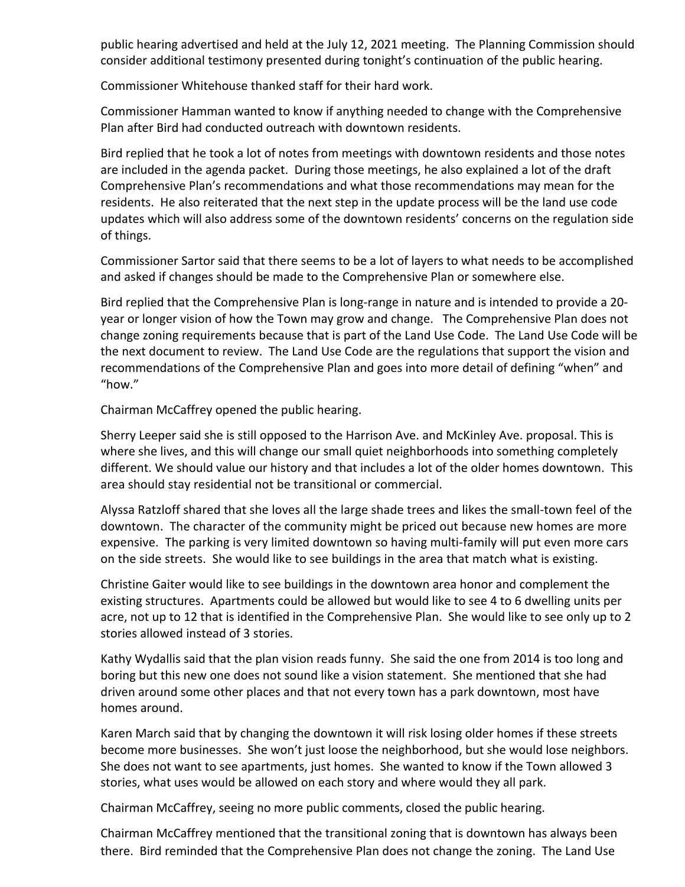public hearing advertised and held at the July 12, 2021 meeting. The Planning Commission should consider additional testimony presented during tonight's continuation of the public hearing.

Commissioner Whitehouse thanked staff for their hard work.

Commissioner Hamman wanted to know if anything needed to change with the Comprehensive Plan after Bird had conducted outreach with downtown residents.

Bird replied that he took a lot of notes from meetings with downtown residents and those notes are included in the agenda packet. During those meetings, he also explained a lot of the draft Comprehensive Plan's recommendations and what those recommendations may mean for the residents. He also reiterated that the next step in the update process will be the land use code updates which will also address some of the downtown residents' concerns on the regulation side of things.

Commissioner Sartor said that there seems to be a lot of layers to what needs to be accomplished and asked if changes should be made to the Comprehensive Plan or somewhere else.

Bird replied that the Comprehensive Plan is long-range in nature and is intended to provide a 20-year or longer vision of how the Town may grow and change. The Comprehensive Plan does not change zoning requirements because that is part of the Land Use Code. The Land Use Code will be the next document to review. The Land Use Code are the regulations that support the vision and recommendations of the Comprehensive Plan and goes into more detail of defining "when" and "how."

Chairman McCaffrey opened the public hearing.

Sherry Leeper said she is still opposed to the Harrison Ave. and McKinley Ave. proposal. This is where she lives, and this will change our small quiet neighborhoods into something completely different. We should value our history and that includes a lot of the older homes downtown. This area should stay residential not be transitional or commercial.

Alyssa Ratzloff shared that she loves all the large shade trees and likes the small-town feel of the downtown. The character of the community might be priced out because new homes are more expensive. The parking is very limited downtown so having multi-family will put even more cars on the side streets. She would like to see buildings in the area that match what is existing.

Christine Gaiter would like to see buildings in the downtown area honor and complement the existing structures. Apartments could be allowed but would like to see 4 to 6 dwelling units per acre, not up to 12 that is identified in the Comprehensive Plan. She would like to see only up to 2 stories allowed instead of 3 stories.

Kathy Wydallis said that the plan vision reads funny. She said the one from 2014 is too long and boring but this new one does not sound like a vision statement. She mentioned that she had driven around some other places and that not every town has a park downtown, most have homes around.

Karen March said that by changing the downtown it will risk losing older homes if these streets become more businesses. She won't just loose the neighborhood, but she would lose neighbors. She does not want to see apartments, just homes. She wanted to know if the Town allowed 3 stories, what uses would be allowed on each story and where would they all park.

Chairman McCaffrey, seeing no more public comments, closed the public hearing.

Chairman McCaffrey mentioned that the transitional zoning that is downtown has always been there. Bird reminded that the Comprehensive Plan does not change the zoning. The Land Use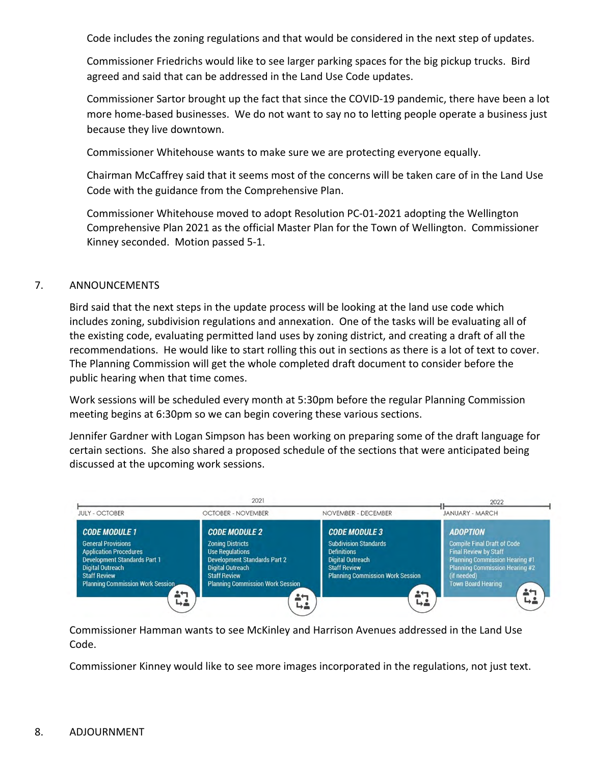Code includes the zoning regulations and that would be considered in the next step of updates.

Commissioner Friedrichs would like to see larger parking spaces for the big pickup trucks. Bird agreed and said that can be addressed in the Land Use Code updates.

Commissioner Sartor brought up the fact that since the COVID-19 pandemic, there have been a lot more home-based businesses. We do not want to say no to letting people operate a business just because they live downtown.

Commissioner Whitehouse wants to make sure we are protecting everyone equally.

Chairman McCaffrey said that it seems most of the concerns will be taken care of in the Land Use Code with the guidance from the Comprehensive Plan.

Commissioner Whitehouse moved to adopt Resolution PC-01-2021 adopting the Wellington Comprehensive Plan 2021 as the official Master Plan for the Town of Wellington. Commissioner Kinney seconded. Motion passed 5-1.

7. ANNOUNCEMENTS

Bird said that the next steps in the update process will be looking at the land use code which includes zoning, subdivision regulations and annexation. One of the tasks will be evaluating all of the existing code, evaluating permitted land uses by zoning district, and creating a draft of all the recommendations. He would like to start rolling this out in sections as there is a lot of text to cover. The Planning Commission will get the whole completed draft document to consider before the public hearing when that time comes.

Work sessions will be scheduled every month at 5:30pm before the regular Planning Commission meeting begins at 6:30pm so we can begin covering these various sections.

Jennifer Gardner with Logan Simpson has been working on preparing some of the draft language for certain sections. She also shared a proposed schedule of the sections that were anticipated being discussed at the upcoming work sessions.

| 2021 | | | 2022 |
|---|---|---|---|
| JULY - OCTOBER | OCTOBER - NOVEMBER | NOVEMBER - DECEMBER | JANUARY - MARCH |
| **CODE MODULE 1**<br>General Provisions<br>Application Procedures<br>Development Standards Part 1<br>Digital Outreach<br>Staff Review<br>Planning Commission Work Session | **CODE MODULE 2**<br>Zoning Districts<br>Use Regulations<br>Development Standards Part 2<br>Digital Outreach<br>Staff Review<br>Planning Commission Work Session | **CODE MODULE 3**<br>Subdivision Standards<br>Definitions<br>Digital Outreach<br>Staff Review<br>Planning Commission Work Session | **ADOPTION**<br>Compile Final Draft of Code<br>Final Review by Staff<br>Planning Commission Hearing #1<br>Planning Commission Hearing #2 (if needed)<br>Town Board Hearing |

Commissioner Hamman wants to see McKinley and Harrison Avenues addressed in the Land Use Code.

Commissioner Kinney would like to see more images incorporated in the regulations, not just text.

8. ADJOURNMENT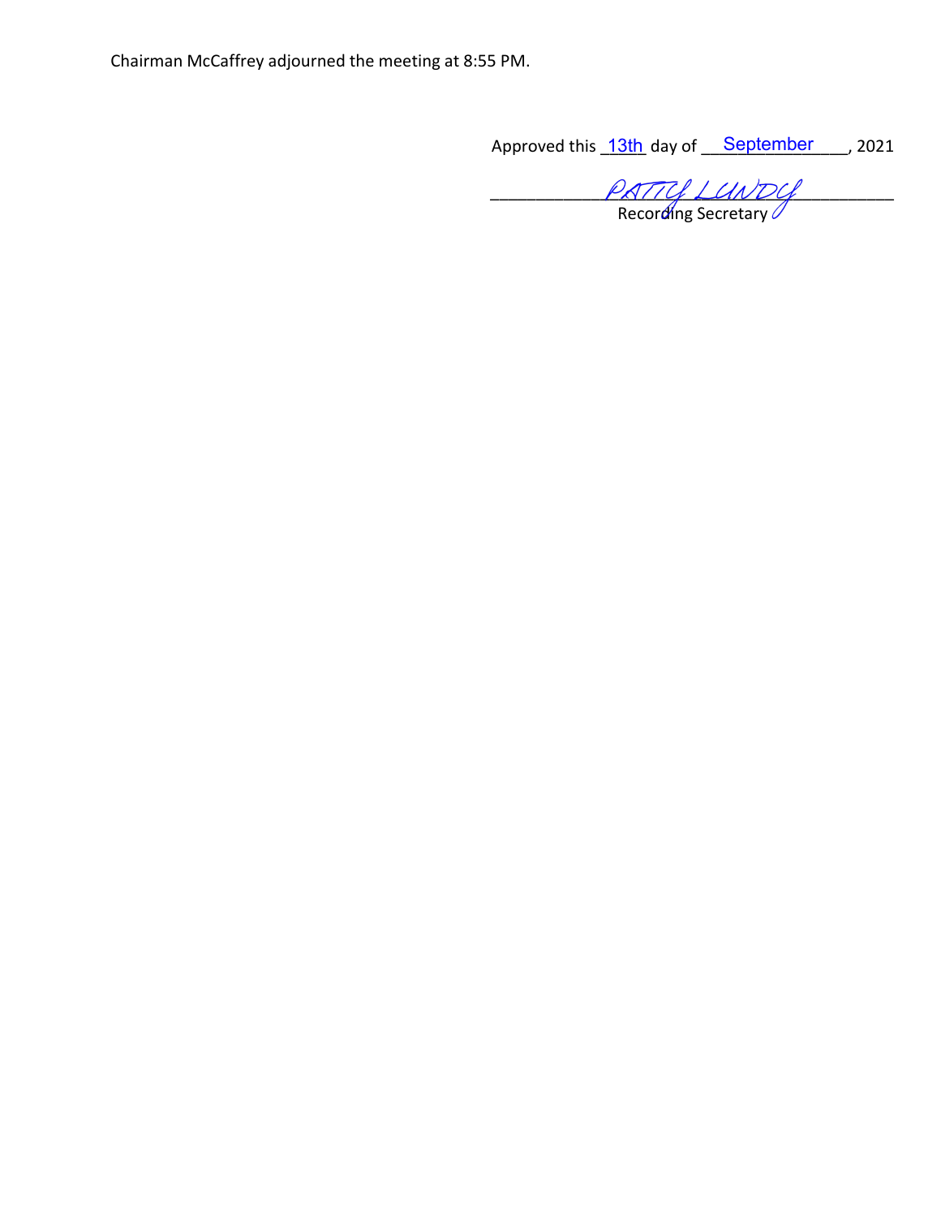Chairman McCaffrey adjourned the meeting at 8:55 PM.

Approved this 13th day of September, 2021

PATTY LUNDY

Recording Secretary